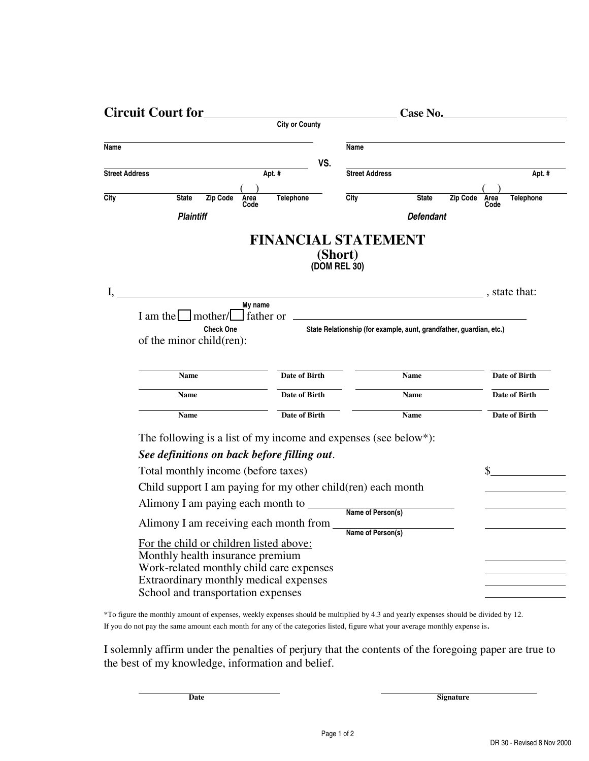**Circuit Court for** ______________________________ **Case No.** ____________________

City or County

| Plaintiff | | Defendant |
|---|---|---|
| Name | VS. | Name |
| Street Address / Apt. # | | Street Address / Apt. # |
| City / State / Zip Code / ( ) Area Code / Telephone | | City / State / Zip Code / ( ) Area Code / Telephone |

# FINANCIAL STATEMENT
## (Short)
### (DOM REL 30)

I, ________________________________________ (My name), state that:

I am the ☐ mother/ ☐ father (Check One) or ______________________ (State Relationship (for example, aunt, grandfather, guardian, etc.))

of the minor child(ren):

| Name | Date of Birth | Name | Date of Birth |
|---|---|---|---|
| | | | |
| | | | |
| | | | |

The following is a list of my income and expenses (see below*):

***See definitions on back before filling out*.**

| | |
|---|---|
| Total monthly income (before taxes) | $__________ |
| Child support I am paying for my other child(ren) each month | __________ |
| Alimony I am paying each month to ______________ (Name of Person(s)) | __________ |
| Alimony I am receiving each month from ______________ (Name of Person(s)) | __________ |
| <u>For the child or children listed above:</u> | |
| Monthly health insurance premium | __________ |
| Work-related monthly child care expenses | __________ |
| Extraordinary monthly medical expenses | __________ |
| School and transportation expenses | __________ |

*To figure the monthly amount of expenses, weekly expenses should be multiplied by 4.3 and yearly expenses should be divided by 12. If you do not pay the same amount each month for any of the categories listed, figure what your average monthly expense is.

I solemnly affirm under the penalties of perjury that the contents of the foregoing paper are true to the best of my knowledge, information and belief.

______________________ Date

______________________ Signature

DR 30 - Revised 8 Nov 2000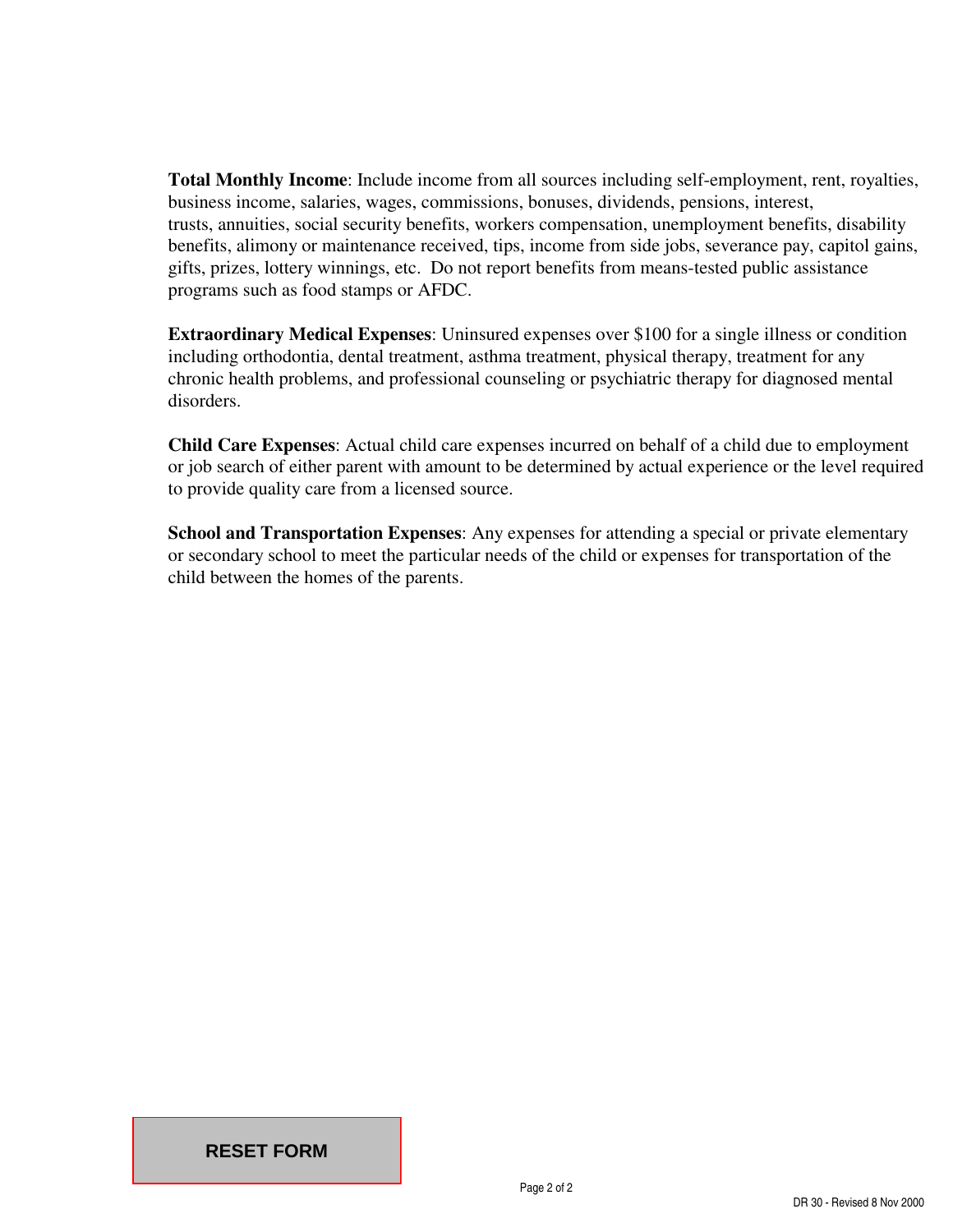**Total Monthly Income**: Include income from all sources including self-employment, rent, royalties, business income, salaries, wages, commissions, bonuses, dividends, pensions, interest, trusts, annuities, social security benefits, workers compensation, unemployment benefits, disability benefits, alimony or maintenance received, tips, income from side jobs, severance pay, capitol gains, gifts, prizes, lottery winnings, etc. Do not report benefits from means-tested public assistance programs such as food stamps or AFDC.

**Extraordinary Medical Expenses**: Uninsured expenses over $100 for a single illness or condition including orthodontia, dental treatment, asthma treatment, physical therapy, treatment for any chronic health problems, and professional counseling or psychiatric therapy for diagnosed mental disorders.

**Child Care Expenses**: Actual child care expenses incurred on behalf of a child due to employment or job search of either parent with amount to be determined by actual experience or the level required to provide quality care from a licensed source.

**School and Transportation Expenses**: Any expenses for attending a special or private elementary or secondary school to meet the particular needs of the child or expenses for transportation of the child between the homes of the parents.

RESET FORM

DR 30 - Revised 8 Nov 2000